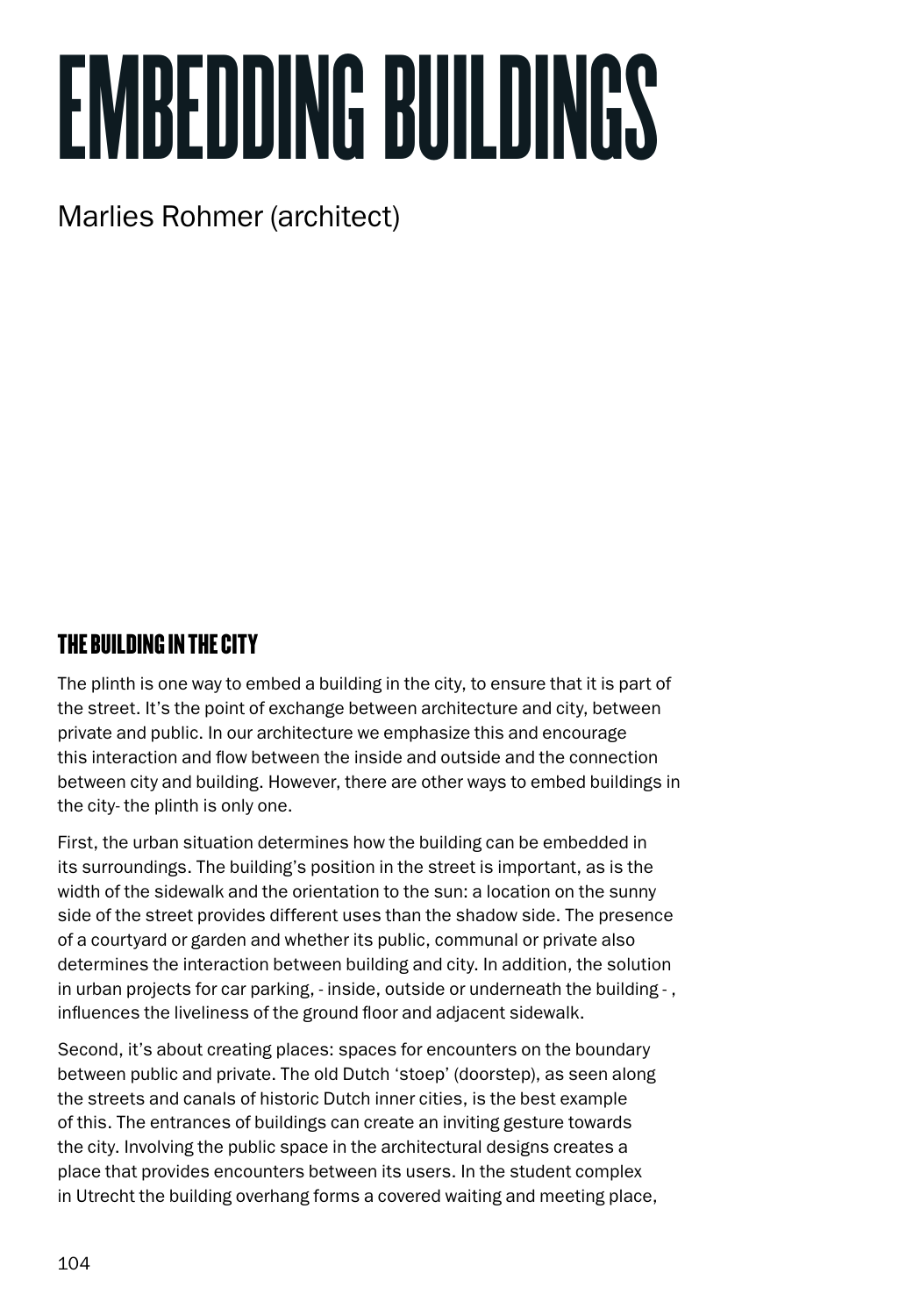# EMBEDDING BUILDINGS

Marlies Rohmer (architect)

## THE BUILDING IN THE CITY

The plinth is one way to embed a building in the city, to ensure that it is part of the street. It's the point of exchange between architecture and city, between private and public. In our architecture we emphasize this and encourage this interaction and flow between the inside and outside and the connection between city and building. However, there are other ways to embed buildings in the city- the plinth is only one.

First, the urban situation determines how the building can be embedded in its surroundings. The building's position in the street is important, as is the width of the sidewalk and the orientation to the sun: a location on the sunny side of the street provides different uses than the shadow side. The presence of a courtyard or garden and whether its public, communal or private also determines the interaction between building and city. In addition, the solution in urban projects for car parking, - inside, outside or underneath the building - , influences the liveliness of the ground floor and adjacent sidewalk.

Second, it's about creating places: spaces for encounters on the boundary between public and private. The old Dutch 'stoep' (doorstep), as seen along the streets and canals of historic Dutch inner cities, is the best example of this. The entrances of buildings can create an inviting gesture towards the city. Involving the public space in the architectural designs creates a place that provides encounters between its users. In the student complex in Utrecht the building overhang forms a covered waiting and meeting place,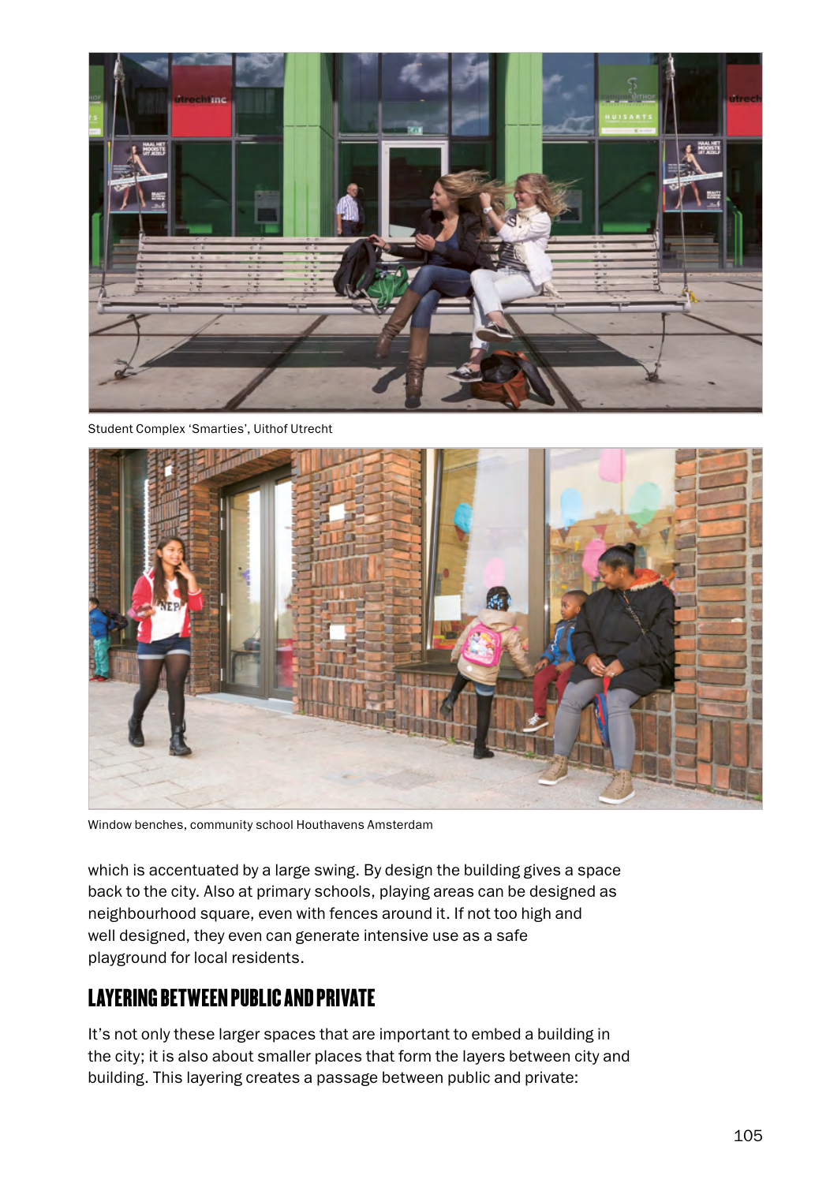Student Complex ‘Smarties’, Uithof Utrecht

Window benches, community school Houthavens Amsterdam

which is accentuated by a large swing. By design the building gives a space back to the city. Also at primary schools, playing areas can be designed as neighbourhood square, even with fences around it. If not too high and well designed, they even can generate intensive use as a safe playground for local residents.

## LAYERING BETWEEN PUBLIC AND PRIVATE

It’s not only these larger spaces that are important to embed a building in the city; it is also about smaller places that form the layers between city and building. This layering creates a passage between public and private: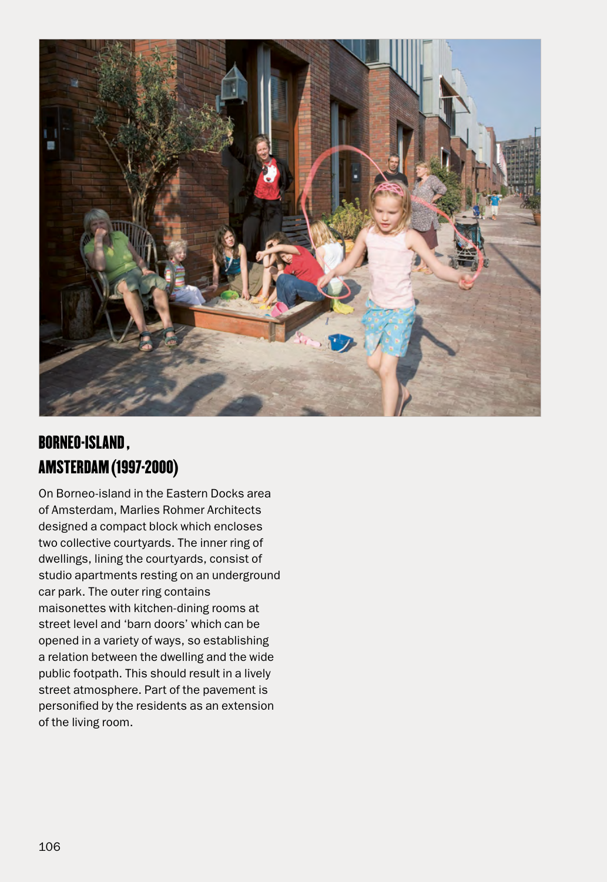## BORNEO-ISLAND, AMSTERDAM (1997-2000)

On Borneo-island in the Eastern Docks area of Amsterdam, Marlies Rohmer Architects designed a compact block which encloses two collective courtyards. The inner ring of dwellings, lining the courtyards, consist of studio apartments resting on an underground car park. The outer ring contains maisonettes with kitchen-dining rooms at street level and 'barn doors' which can be opened in a variety of ways, so establishing a relation between the dwelling and the wide public footpath. This should result in a lively street atmosphere. Part of the pavement is personified by the residents as an extension of the living room.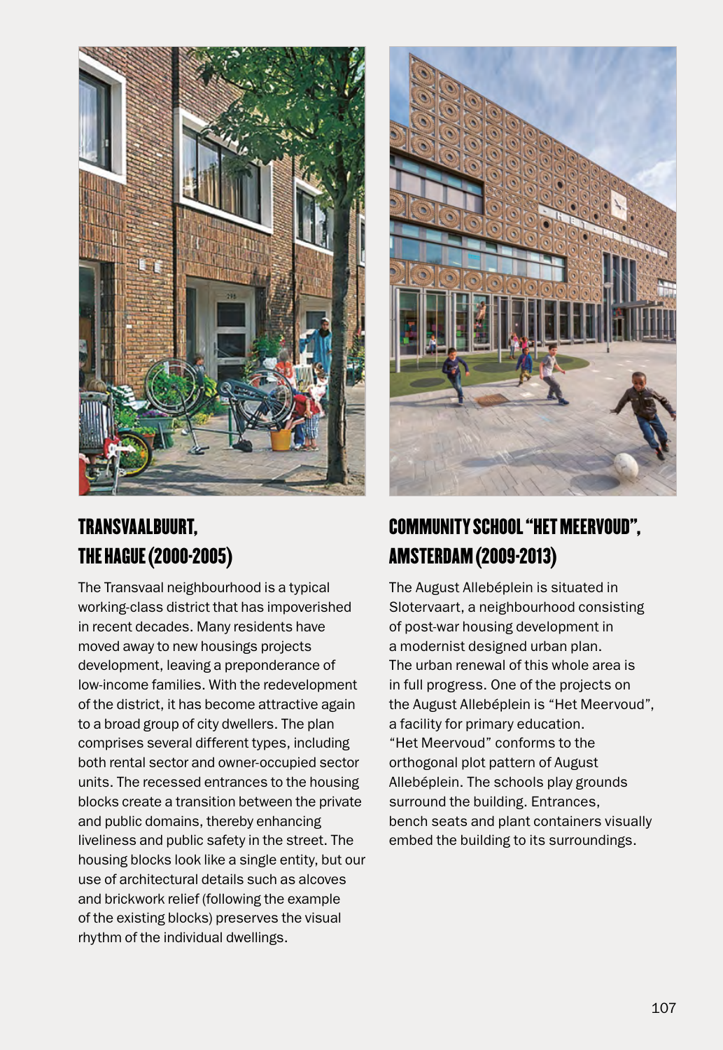## TRANSVAALBUURT, THE HAGUE (2000-2005)

The Transvaal neighbourhood is a typical working-class district that has impoverished in recent decades. Many residents have moved away to new housings projects development, leaving a preponderance of low-income families. With the redevelopment of the district, it has become attractive again to a broad group of city dwellers. The plan comprises several different types, including both rental sector and owner-occupied sector units. The recessed entrances to the housing blocks create a transition between the private and public domains, thereby enhancing liveliness and public safety in the street. The housing blocks look like a single entity, but our use of architectural details such as alcoves and brickwork relief (following the example of the existing blocks) preserves the visual rhythm of the individual dwellings.

## COMMUNITY SCHOOL "HET MEERVOUD", AMSTERDAM (2009-2013)

The August Allebéplein is situated in Slotervaart, a neighbourhood consisting of post-war housing development in a modernist designed urban plan. The urban renewal of this whole area is in full progress. One of the projects on the August Allebéplein is "Het Meervoud", a facility for primary education. "Het Meervoud" conforms to the orthogonal plot pattern of August Allebéplein. The schools play grounds surround the building. Entrances, bench seats and plant containers visually embed the building to its surroundings.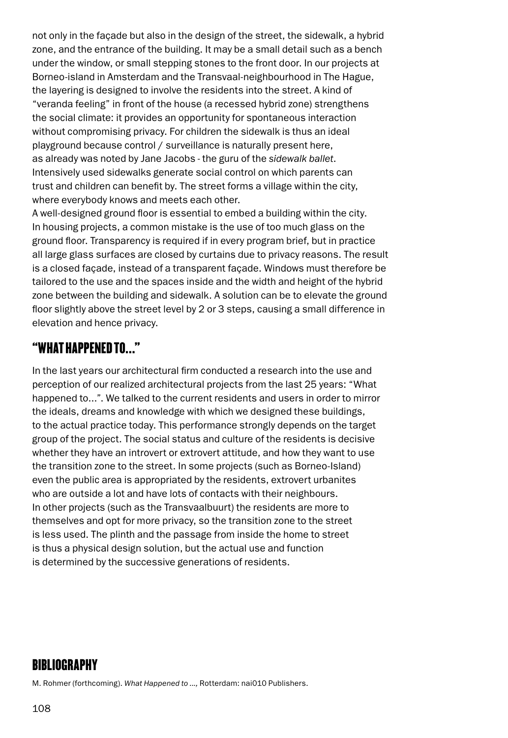not only in the façade but also in the design of the street, the sidewalk, a hybrid zone, and the entrance of the building. It may be a small detail such as a bench under the window, or small stepping stones to the front door. In our projects at Borneo-island in Amsterdam and the Transvaal-neighbourhood in The Hague, the layering is designed to involve the residents into the street. A kind of "veranda feeling" in front of the house (a recessed hybrid zone) strengthens the social climate: it provides an opportunity for spontaneous interaction without compromising privacy. For children the sidewalk is thus an ideal playground because control / surveillance is naturally present here, as already was noted by Jane Jacobs - the guru of the *sidewalk ballet*. Intensively used sidewalks generate social control on which parents can trust and children can benefit by. The street forms a village within the city, where everybody knows and meets each other.

A well-designed ground floor is essential to embed a building within the city. In housing projects, a common mistake is the use of too much glass on the ground floor. Transparency is required if in every program brief, but in practice all large glass surfaces are closed by curtains due to privacy reasons. The result is a closed façade, instead of a transparent façade. Windows must therefore be tailored to the use and the spaces inside and the width and height of the hybrid zone between the building and sidewalk. A solution can be to elevate the ground floor slightly above the street level by 2 or 3 steps, causing a small difference in elevation and hence privacy.

## "WHAT HAPPENED TO…"

In the last years our architectural firm conducted a research into the use and perception of our realized architectural projects from the last 25 years: "What happened to…". We talked to the current residents and users in order to mirror the ideals, dreams and knowledge with which we designed these buildings, to the actual practice today. This performance strongly depends on the target group of the project. The social status and culture of the residents is decisive whether they have an introvert or extrovert attitude, and how they want to use the transition zone to the street. In some projects (such as Borneo-Island) even the public area is appropriated by the residents, extrovert urbanites who are outside a lot and have lots of contacts with their neighbours. In other projects (such as the Transvaalbuurt) the residents are more to themselves and opt for more privacy, so the transition zone to the street is less used. The plinth and the passage from inside the home to street is thus a physical design solution, but the actual use and function is determined by the successive generations of residents.

## BIBLIOGRAPHY

M. Rohmer (forthcoming). *What Happened to …,* Rotterdam: nai010 Publishers.